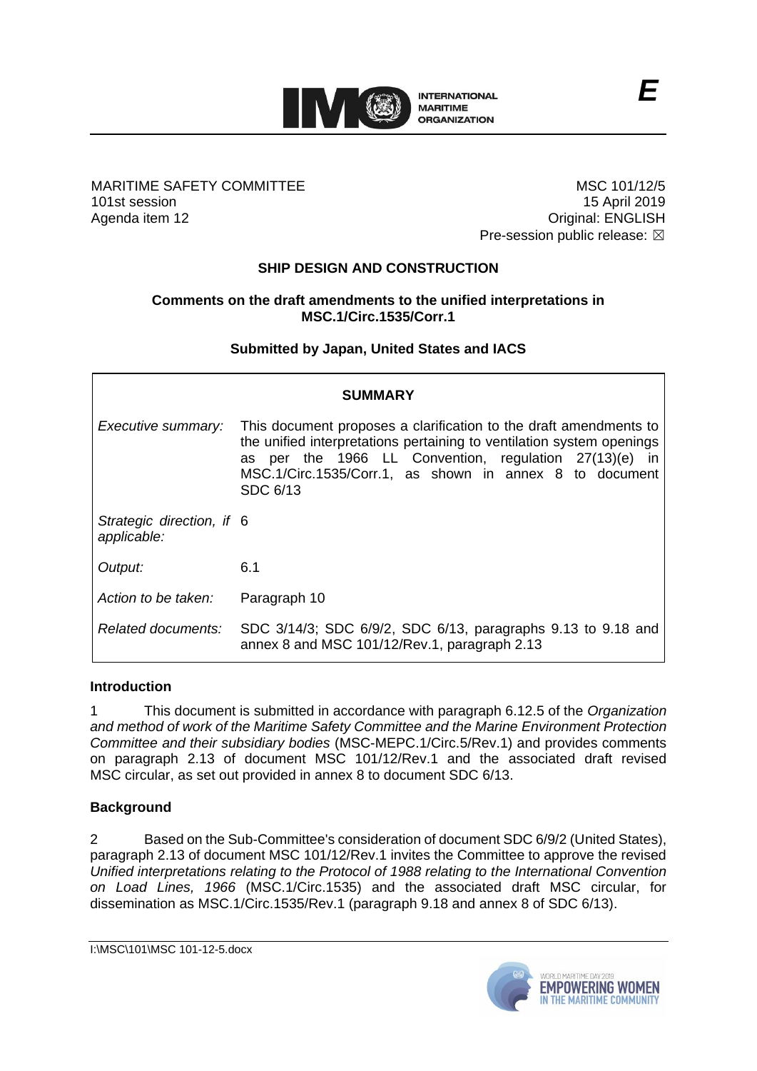**E**

MARITIME SAFETY COMMITTEE
101st session
Agenda item 12

MSC 101/12/5
15 April 2019
Original: ENGLISH
Pre-session public release: ☒

## SHIP DESIGN AND CONSTRUCTION

### Comments on the draft amendments to the unified interpretations in MSC.1/Circ.1535/Corr.1

#### Submitted by Japan, United States and IACS

| SUMMARY | |
|---|---|
| *Executive summary:* | This document proposes a clarification to the draft amendments to the unified interpretations pertaining to ventilation system openings as per the 1966 LL Convention, regulation 27(13)(e) in MSC.1/Circ.1535/Corr.1, as shown in annex 8 to document SDC 6/13 |
| *Strategic direction, if applicable:* | 6 |
| *Output:* | 6.1 |
| *Action to be taken:* | Paragraph 10 |
| *Related documents:* | SDC 3/14/3; SDC 6/9/2, SDC 6/13, paragraphs 9.13 to 9.18 and annex 8 and MSC 101/12/Rev.1, paragraph 2.13 |

**Introduction**

1 This document is submitted in accordance with paragraph 6.12.5 of the *Organization and method of work of the Maritime Safety Committee and the Marine Environment Protection Committee and their subsidiary bodies* (MSC-MEPC.1/Circ.5/Rev.1) and provides comments on paragraph 2.13 of document MSC 101/12/Rev.1 and the associated draft revised MSC circular, as set out provided in annex 8 to document SDC 6/13.

**Background**

2 Based on the Sub-Committee's consideration of document SDC 6/9/2 (United States), paragraph 2.13 of document MSC 101/12/Rev.1 invites the Committee to approve the revised *Unified interpretations relating to the Protocol of 1988 relating to the International Convention on Load Lines, 1966* (MSC.1/Circ.1535) and the associated draft MSC circular, for dissemination as MSC.1/Circ.1535/Rev.1 (paragraph 9.18 and annex 8 of SDC 6/13).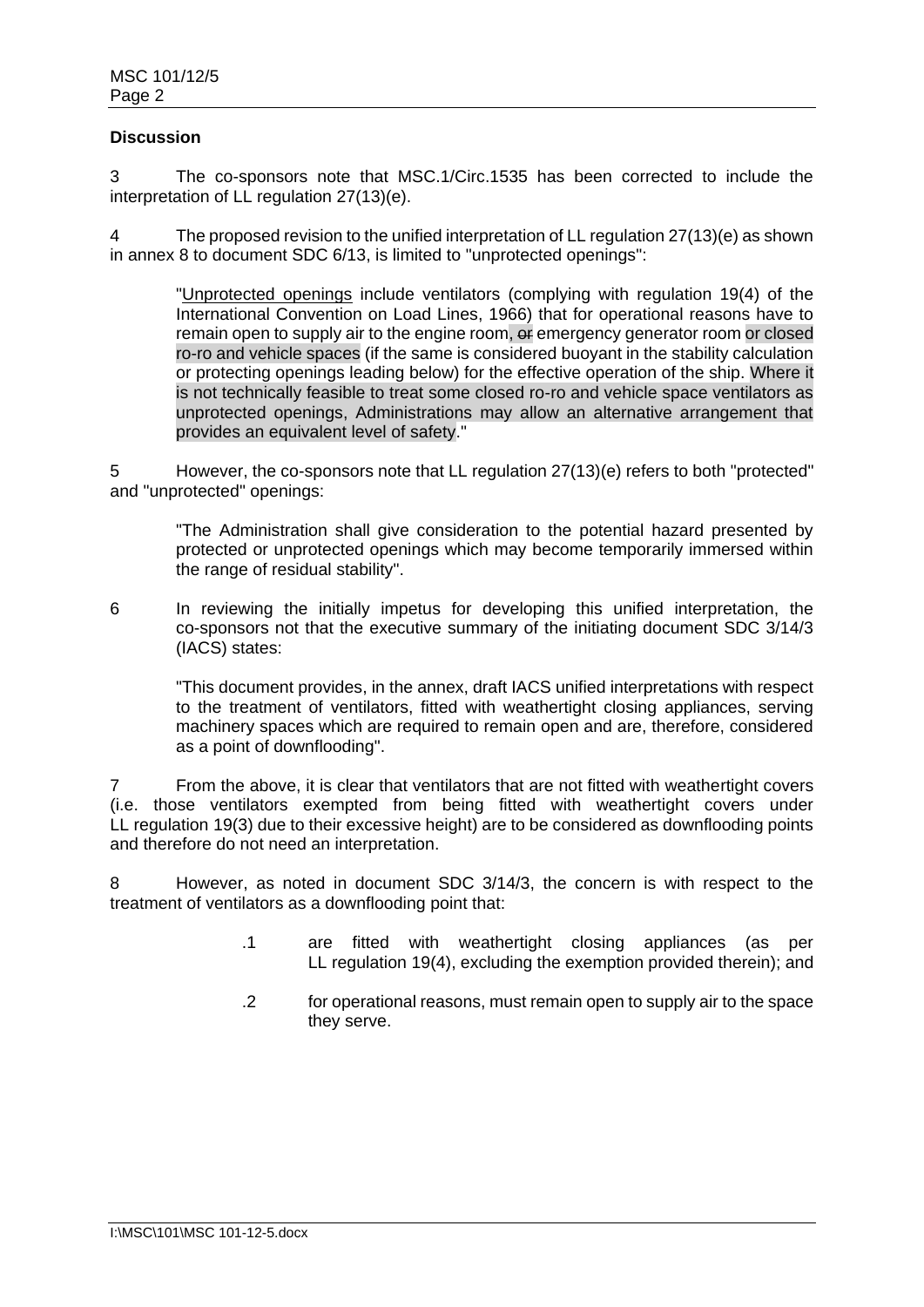**Discussion**

3 The co-sponsors note that MSC.1/Circ.1535 has been corrected to include the interpretation of LL regulation 27(13)(e).

4 The proposed revision to the unified interpretation of LL regulation 27(13)(e) as shown in annex 8 to document SDC 6/13, is limited to "unprotected openings":

> "Unprotected openings include ventilators (complying with regulation 19(4) of the International Convention on Load Lines, 1966) that for operational reasons have to remain open to supply air to the engine room, ~~or~~ emergency generator room or closed ro-ro and vehicle spaces (if the same is considered buoyant in the stability calculation or protecting openings leading below) for the effective operation of the ship. Where it is not technically feasible to treat some closed ro-ro and vehicle space ventilators as unprotected openings, Administrations may allow an alternative arrangement that provides an equivalent level of safety."

5 However, the co-sponsors note that LL regulation 27(13)(e) refers to both "protected" and "unprotected" openings:

> "The Administration shall give consideration to the potential hazard presented by protected or unprotected openings which may become temporarily immersed within the range of residual stability".

6 In reviewing the initially impetus for developing this unified interpretation, the co-sponsors not that the executive summary of the initiating document SDC 3/14/3 (IACS) states:

> "This document provides, in the annex, draft IACS unified interpretations with respect to the treatment of ventilators, fitted with weathertight closing appliances, serving machinery spaces which are required to remain open and are, therefore, considered as a point of downflooding".

7 From the above, it is clear that ventilators that are not fitted with weathertight covers (i.e. those ventilators exempted from being fitted with weathertight covers under LL regulation 19(3) due to their excessive height) are to be considered as downflooding points and therefore do not need an interpretation.

8 However, as noted in document SDC 3/14/3, the concern is with respect to the treatment of ventilators as a downflooding point that:

> .1 are fitted with weathertight closing appliances (as per LL regulation 19(4), excluding the exemption provided therein); and
>
> .2 for operational reasons, must remain open to supply air to the space they serve.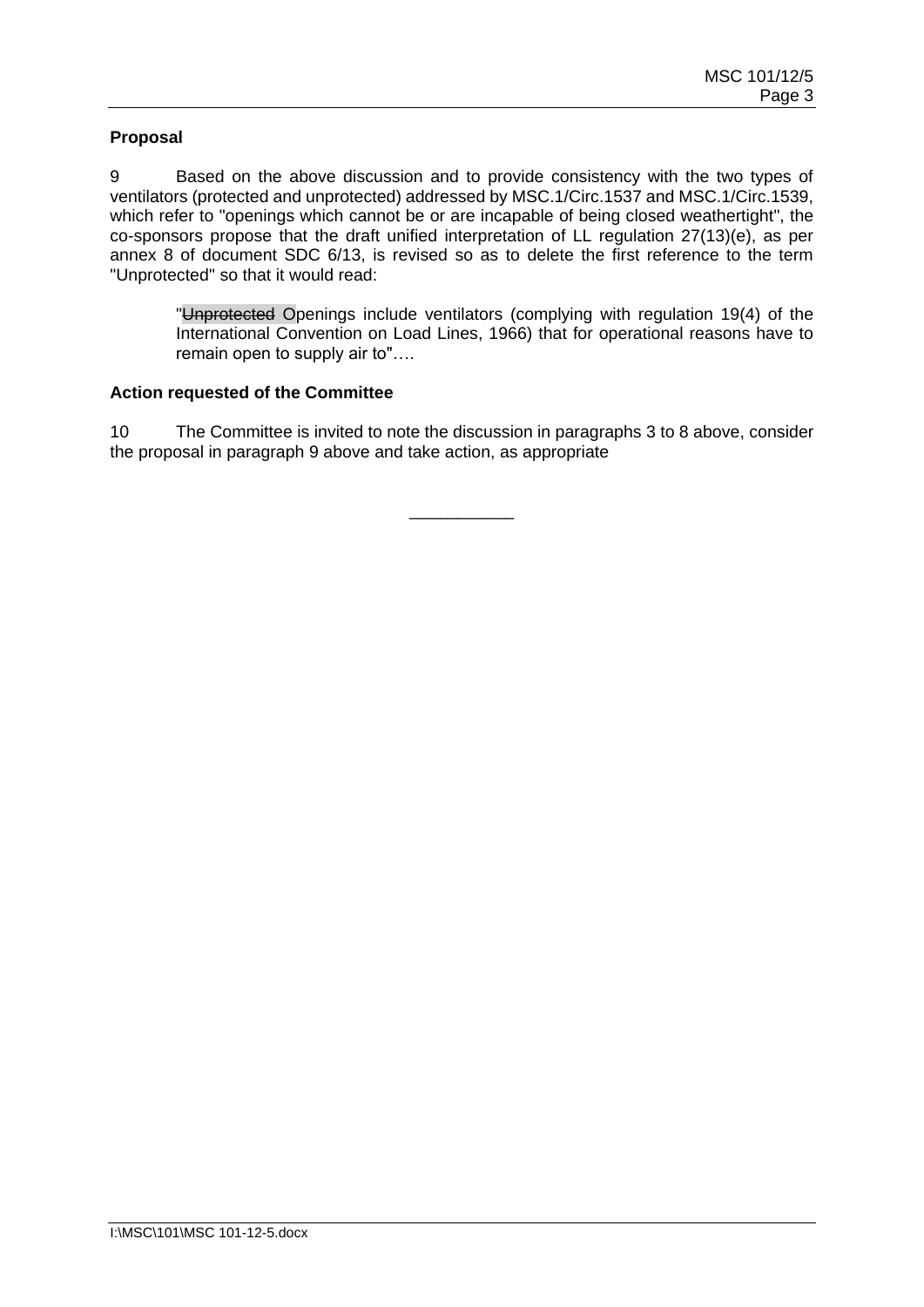**Proposal**

9 Based on the above discussion and to provide consistency with the two types of ventilators (protected and unprotected) addressed by MSC.1/Circ.1537 and MSC.1/Circ.1539, which refer to "openings which cannot be or are incapable of being closed weathertight", the co-sponsors propose that the draft unified interpretation of LL regulation 27(13)(e), as per annex 8 of document SDC 6/13, is revised so as to delete the first reference to the term "Unprotected" so that it would read:

> "~~Unprotected~~ Openings include ventilators (complying with regulation 19(4) of the International Convention on Load Lines, 1966) that for operational reasons have to remain open to supply air to"….

**Action requested of the Committee**

10 The Committee is invited to note the discussion in paragraphs 3 to 8 above, consider the proposal in paragraph 9 above and take action, as appropriate

\_\_\_\_\_\_\_\_\_\_\_